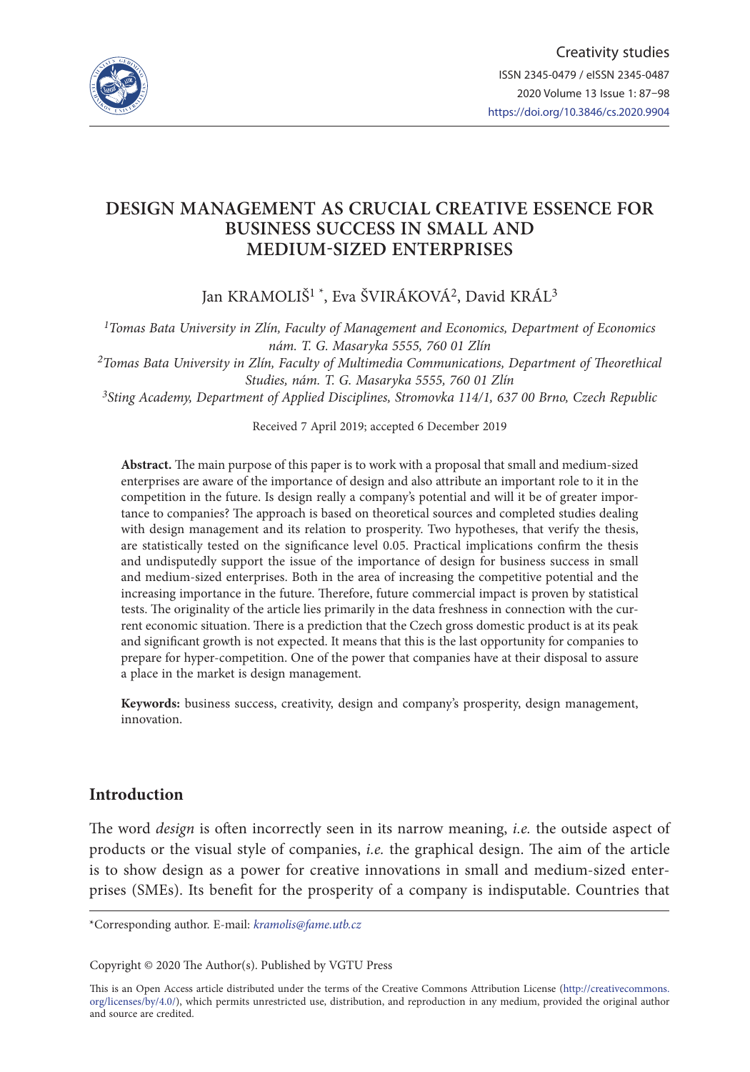# DESIGN MANAGEMENT AS CRUCIAL CREATIVE ESSENCE FOR BUSINESS SUCCESS IN SMALL AND MEDIUM-SIZED ENTERPRISES

Jan KRAMOLIŠ[1 *], Eva ŠVIRÁKOVÁ[2], David KRÁL[3]

*[1]Tomas Bata University in Zlín, Faculty of Management and Economics, Department of Economics nám. T. G. Masaryka 5555, 760 01 Zlín*

*[2]Tomas Bata University in Zlín, Faculty of Multimedia Communications, Department of Theorethical Studies, nám. T. G. Masaryka 5555, 760 01 Zlín*

*[3]Sting Academy, Department of Applied Disciplines, Stromovka 114/1, 637 00 Brno, Czech Republic*

Received 7 April 2019; accepted 6 December 2019

**Abstract.** The main purpose of this paper is to work with a proposal that small and medium-sized enterprises are aware of the importance of design and also attribute an important role to it in the competition in the future. Is design really a company's potential and will it be of greater importance to companies? The approach is based on theoretical sources and completed studies dealing with design management and its relation to prosperity. Two hypotheses, that verify the thesis, are statistically tested on the significance level 0.05. Practical implications confirm the thesis and undisputedly support the issue of the importance of design for business success in small and medium-sized enterprises. Both in the area of increasing the competitive potential and the increasing importance in the future. Therefore, future commercial impact is proven by statistical tests. The originality of the article lies primarily in the data freshness in connection with the current economic situation. There is a prediction that the Czech gross domestic product is at its peak and significant growth is not expected. It means that this is the last opportunity for companies to prepare for hyper-competition. One of the power that companies have at their disposal to assure a place in the market is design management.

**Keywords:** business success, creativity, design and company's prosperity, design management, innovation.

## Introduction

The word *design* is often incorrectly seen in its narrow meaning, *i.e.* the outside aspect of products or the visual style of companies, *i.e.* the graphical design. The aim of the article is to show design as a power for creative innovations in small and medium-sized enterprises (SMEs). Its benefit for the prosperity of a company is indisputable. Countries that

---

*Corresponding author. E-mail: *kramolis@fame.utb.cz*

Copyright © 2020 The Author(s). Published by VGTU Press

This is an Open Access article distributed under the terms of the Creative Commons Attribution License (http://creativecommons.org/licenses/by/4.0/), which permits unrestricted use, distribution, and reproduction in any medium, provided the original author and source are credited.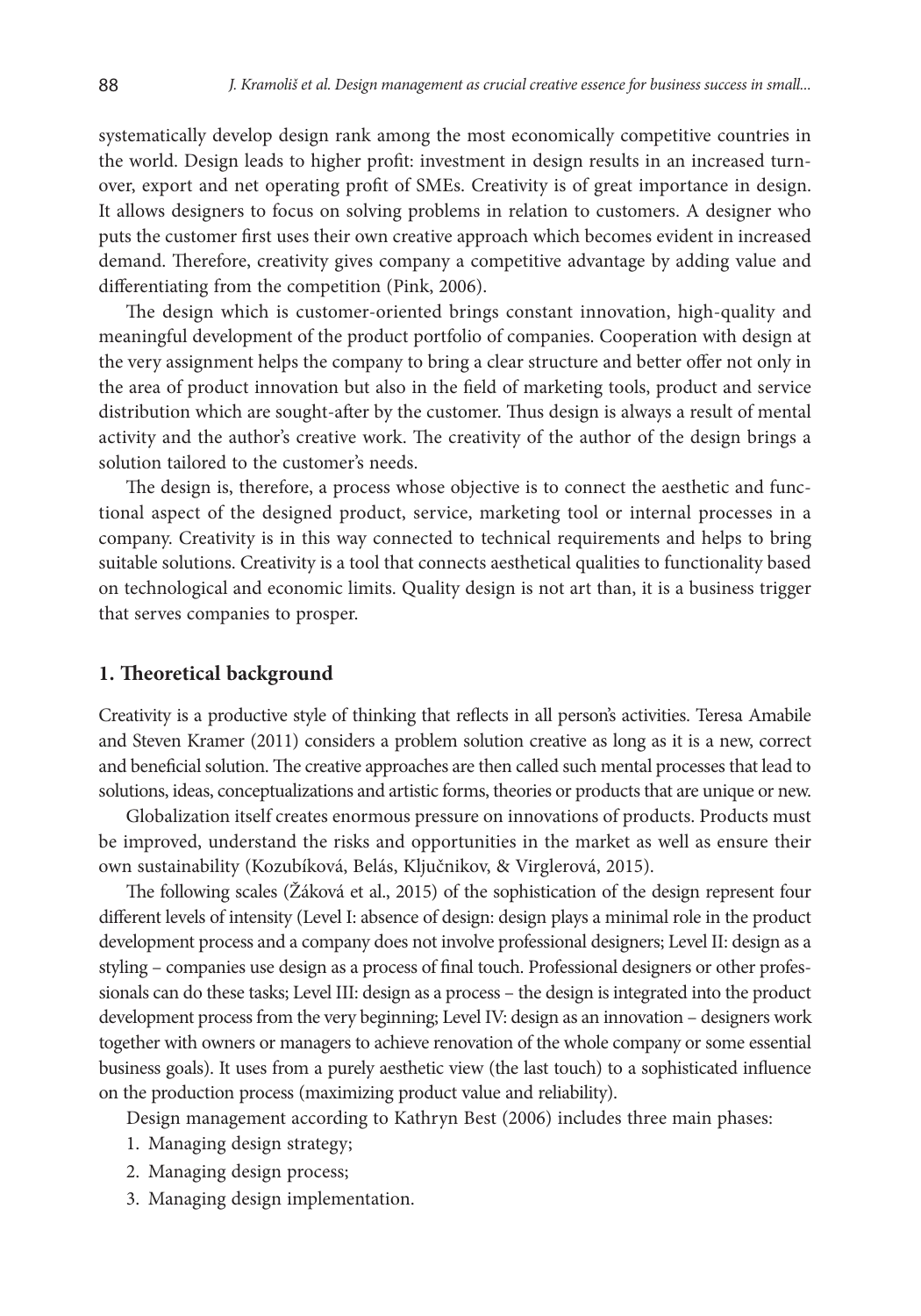systematically develop design rank among the most economically competitive countries in the world. Design leads to higher profit: investment in design results in an increased turnover, export and net operating profit of SMEs. Creativity is of great importance in design. It allows designers to focus on solving problems in relation to customers. A designer who puts the customer first uses their own creative approach which becomes evident in increased demand. Therefore, creativity gives company a competitive advantage by adding value and differentiating from the competition (Pink, 2006).

The design which is customer-oriented brings constant innovation, high-quality and meaningful development of the product portfolio of companies. Cooperation with design at the very assignment helps the company to bring a clear structure and better offer not only in the area of product innovation but also in the field of marketing tools, product and service distribution which are sought-after by the customer. Thus design is always a result of mental activity and the author's creative work. The creativity of the author of the design brings a solution tailored to the customer's needs.

The design is, therefore, a process whose objective is to connect the aesthetic and functional aspect of the designed product, service, marketing tool or internal processes in a company. Creativity is in this way connected to technical requirements and helps to bring suitable solutions. Creativity is a tool that connects aesthetical qualities to functionality based on technological and economic limits. Quality design is not art than, it is a business trigger that serves companies to prosper.

## 1. Theoretical background

Creativity is a productive style of thinking that reflects in all person's activities. Teresa Amabile and Steven Kramer (2011) considers a problem solution creative as long as it is a new, correct and beneficial solution. The creative approaches are then called such mental processes that lead to solutions, ideas, conceptualizations and artistic forms, theories or products that are unique or new.

Globalization itself creates enormous pressure on innovations of products. Products must be improved, understand the risks and opportunities in the market as well as ensure their own sustainability (Kozubíková, Belás, Ključnikov, & Virglerová, 2015).

The following scales (Žáková et al., 2015) of the sophistication of the design represent four different levels of intensity (Level I: absence of design: design plays a minimal role in the product development process and a company does not involve professional designers; Level II: design as a styling – companies use design as a process of final touch. Professional designers or other professionals can do these tasks; Level III: design as a process – the design is integrated into the product development process from the very beginning; Level IV: design as an innovation – designers work together with owners or managers to achieve renovation of the whole company or some essential business goals). It uses from a purely aesthetic view (the last touch) to a sophisticated influence on the production process (maximizing product value and reliability).

Design management according to Kathryn Best (2006) includes three main phases:

1. Managing design strategy;
2. Managing design process;
3. Managing design implementation.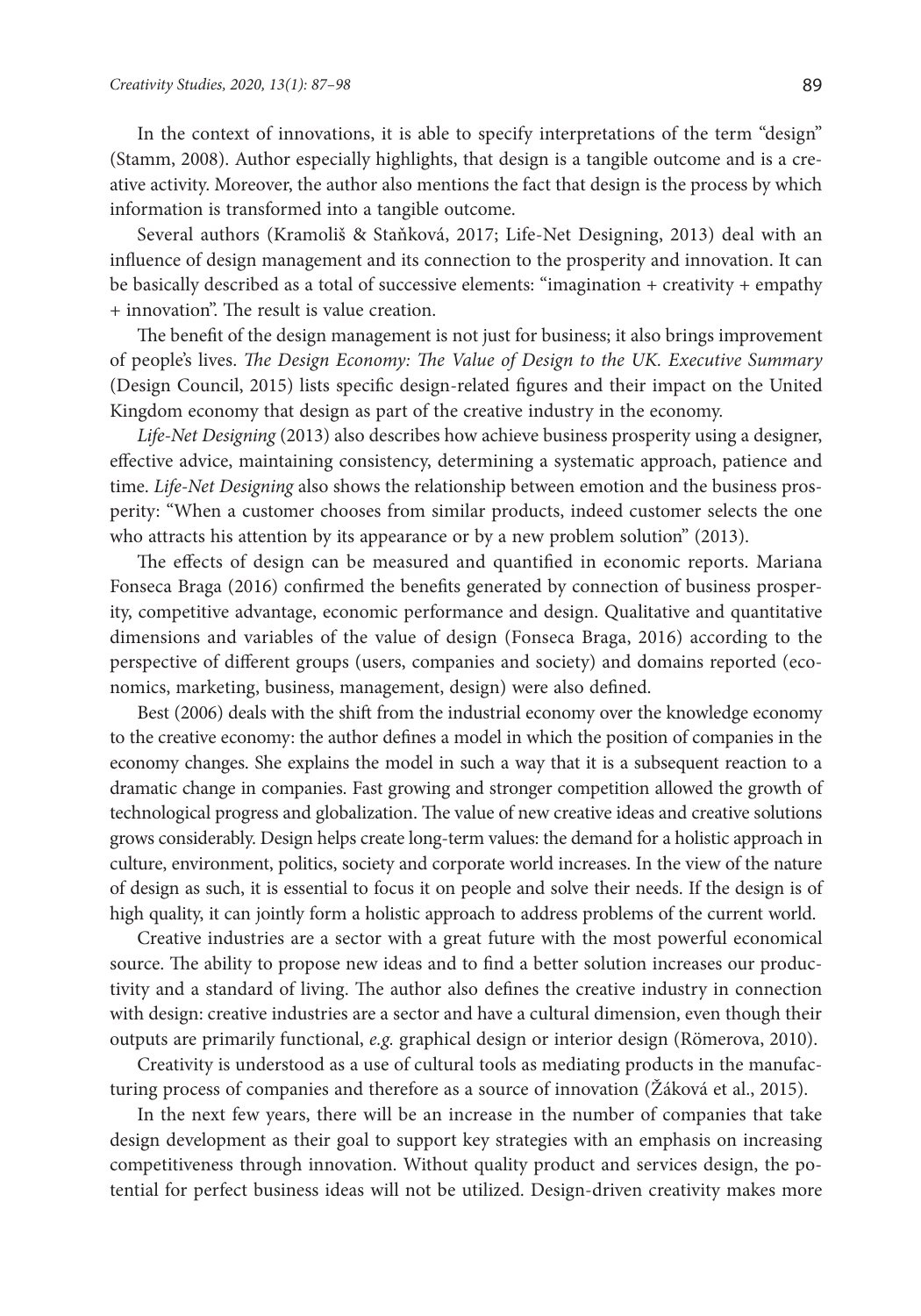In the context of innovations, it is able to specify interpretations of the term "design" (Stamm, 2008). Author especially highlights, that design is a tangible outcome and is a creative activity. Moreover, the author also mentions the fact that design is the process by which information is transformed into a tangible outcome.

Several authors (Kramoliš & Staňková, 2017; Life-Net Designing, 2013) deal with an influence of design management and its connection to the prosperity and innovation. It can be basically described as a total of successive elements: "imagination + creativity + empathy + innovation". The result is value creation.

The benefit of the design management is not just for business; it also brings improvement of people's lives. *The Design Economy: The Value of Design to the UK. Executive Summary* (Design Council, 2015) lists specific design-related figures and their impact on the United Kingdom economy that design as part of the creative industry in the economy.

*Life-Net Designing* (2013) also describes how achieve business prosperity using a designer, effective advice, maintaining consistency, determining a systematic approach, patience and time. *Life-Net Designing* also shows the relationship between emotion and the business prosperity: "When a customer chooses from similar products, indeed customer selects the one who attracts his attention by its appearance or by a new problem solution" (2013).

The effects of design can be measured and quantified in economic reports. Mariana Fonseca Braga (2016) confirmed the benefits generated by connection of business prosperity, competitive advantage, economic performance and design. Qualitative and quantitative dimensions and variables of the value of design (Fonseca Braga, 2016) according to the perspective of different groups (users, companies and society) and domains reported (economics, marketing, business, management, design) were also defined.

Best (2006) deals with the shift from the industrial economy over the knowledge economy to the creative economy: the author defines a model in which the position of companies in the economy changes. She explains the model in such a way that it is a subsequent reaction to a dramatic change in companies. Fast growing and stronger competition allowed the growth of technological progress and globalization. The value of new creative ideas and creative solutions grows considerably. Design helps create long-term values: the demand for a holistic approach in culture, environment, politics, society and corporate world increases. In the view of the nature of design as such, it is essential to focus it on people and solve their needs. If the design is of high quality, it can jointly form a holistic approach to address problems of the current world.

Creative industries are a sector with a great future with the most powerful economical source. The ability to propose new ideas and to find a better solution increases our productivity and a standard of living. The author also defines the creative industry in connection with design: creative industries are a sector and have a cultural dimension, even though their outputs are primarily functional, *e.g.* graphical design or interior design (Römerova, 2010).

Creativity is understood as a use of cultural tools as mediating products in the manufacturing process of companies and therefore as a source of innovation (Žáková et al., 2015).

In the next few years, there will be an increase in the number of companies that take design development as their goal to support key strategies with an emphasis on increasing competitiveness through innovation. Without quality product and services design, the potential for perfect business ideas will not be utilized. Design-driven creativity makes more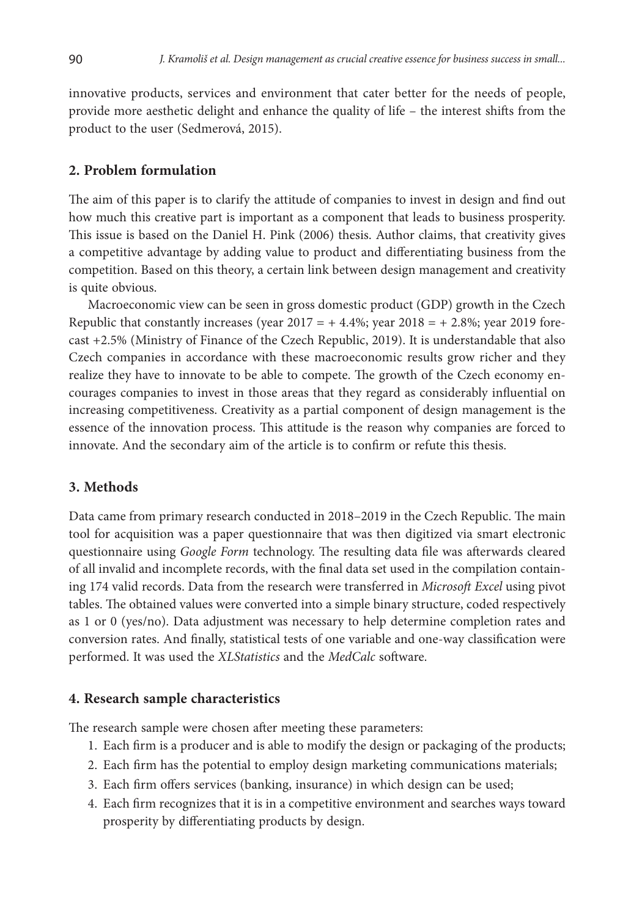innovative products, services and environment that cater better for the needs of people, provide more aesthetic delight and enhance the quality of life – the interest shifts from the product to the user (Sedmerová, 2015).

## 2. Problem formulation

The aim of this paper is to clarify the attitude of companies to invest in design and find out how much this creative part is important as a component that leads to business prosperity. This issue is based on the Daniel H. Pink (2006) thesis. Author claims, that creativity gives a competitive advantage by adding value to product and differentiating business from the competition. Based on this theory, a certain link between design management and creativity is quite obvious.

Macroeconomic view can be seen in gross domestic product (GDP) growth in the Czech Republic that constantly increases (year 2017 = + 4.4%; year 2018 = + 2.8%; year 2019 forecast +2.5% (Ministry of Finance of the Czech Republic, 2019). It is understandable that also Czech companies in accordance with these macroeconomic results grow richer and they realize they have to innovate to be able to compete. The growth of the Czech economy encourages companies to invest in those areas that they regard as considerably influential on increasing competitiveness. Creativity as a partial component of design management is the essence of the innovation process. This attitude is the reason why companies are forced to innovate. And the secondary aim of the article is to confirm or refute this thesis.

## 3. Methods

Data came from primary research conducted in 2018–2019 in the Czech Republic. The main tool for acquisition was a paper questionnaire that was then digitized via smart electronic questionnaire using *Google Form* technology. The resulting data file was afterwards cleared of all invalid and incomplete records, with the final data set used in the compilation containing 174 valid records. Data from the research were transferred in *Microsoft Excel* using pivot tables. The obtained values were converted into a simple binary structure, coded respectively as 1 or 0 (yes/no). Data adjustment was necessary to help determine completion rates and conversion rates. And finally, statistical tests of one variable and one-way classification were performed. It was used the *XLStatistics* and the *MedCalc* software.

## 4. Research sample characteristics

The research sample were chosen after meeting these parameters:

1. Each firm is a producer and is able to modify the design or packaging of the products;
2. Each firm has the potential to employ design marketing communications materials;
3. Each firm offers services (banking, insurance) in which design can be used;
4. Each firm recognizes that it is in a competitive environment and searches ways toward prosperity by differentiating products by design.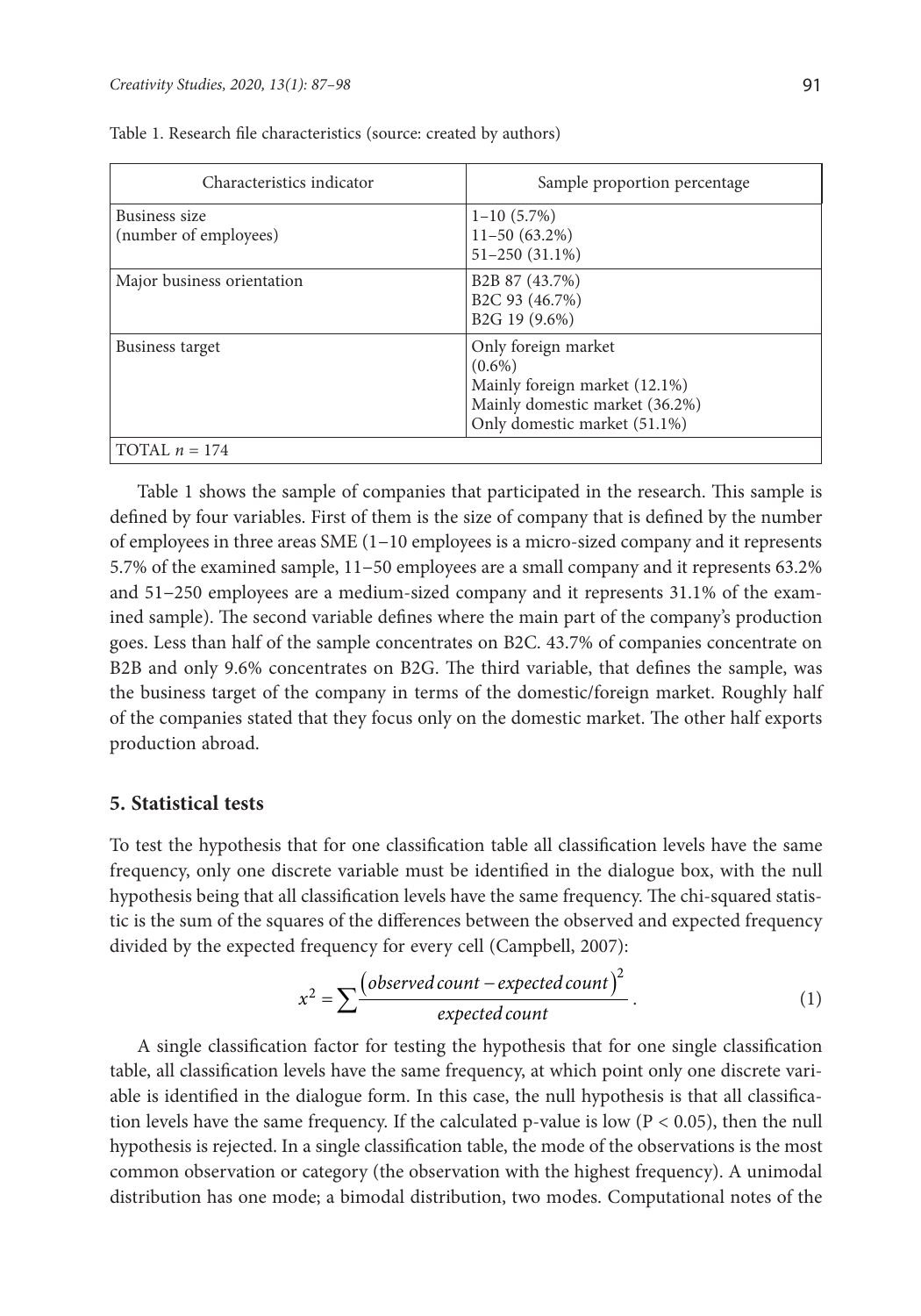Table 1. Research file characteristics (source: created by authors)

| Characteristics indicator | Sample proportion percentage |
|---|---|
| Business size (number of employees) | 1–10 (5.7%)<br>11–50 (63.2%)<br>51–250 (31.1%) |
| Major business orientation | B2B 87 (43.7%)<br>B2C 93 (46.7%)<br>B2G 19 (9.6%) |
| Business target | Only foreign market (0.6%)<br>Mainly foreign market (12.1%)<br>Mainly domestic market (36.2%)<br>Only domestic market (51.1%) |
| TOTAL $n$ = 174 | |

Table 1 shows the sample of companies that participated in the research. This sample is defined by four variables. First of them is the size of company that is defined by the number of employees in three areas SME (1–10 employees is a micro-sized company and it represents 5.7% of the examined sample, 11–50 employees are a small company and it represents 63.2% and 51–250 employees are a medium-sized company and it represents 31.1% of the examined sample). The second variable defines where the main part of the company's production goes. Less than half of the sample concentrates on B2C. 43.7% of companies concentrate on B2B and only 9.6% concentrates on B2G. The third variable, that defines the sample, was the business target of the company in terms of the domestic/foreign market. Roughly half of the companies stated that they focus only on the domestic market. The other half exports production abroad.

## 5. Statistical tests

To test the hypothesis that for one classification table all classification levels have the same frequency, only one discrete variable must be identified in the dialogue box, with the null hypothesis being that all classification levels have the same frequency. The chi-squared statistic is the sum of the squares of the differences between the observed and expected frequency divided by the expected frequency for every cell (Campbell, 2007):

$$x^2 = \sum \frac{\left(observed\,count - expected\,count\right)^2}{expected\,count}. \tag{1}$$

A single classification factor for testing the hypothesis that for one single classification table, all classification levels have the same frequency, at which point only one discrete variable is identified in the dialogue form. In this case, the null hypothesis is that all classification levels have the same frequency. If the calculated p-value is low ($P < 0.05$), then the null hypothesis is rejected. In a single classification table, the mode of the observations is the most common observation or category (the observation with the highest frequency). A unimodal distribution has one mode; a bimodal distribution, two modes. Computational notes of the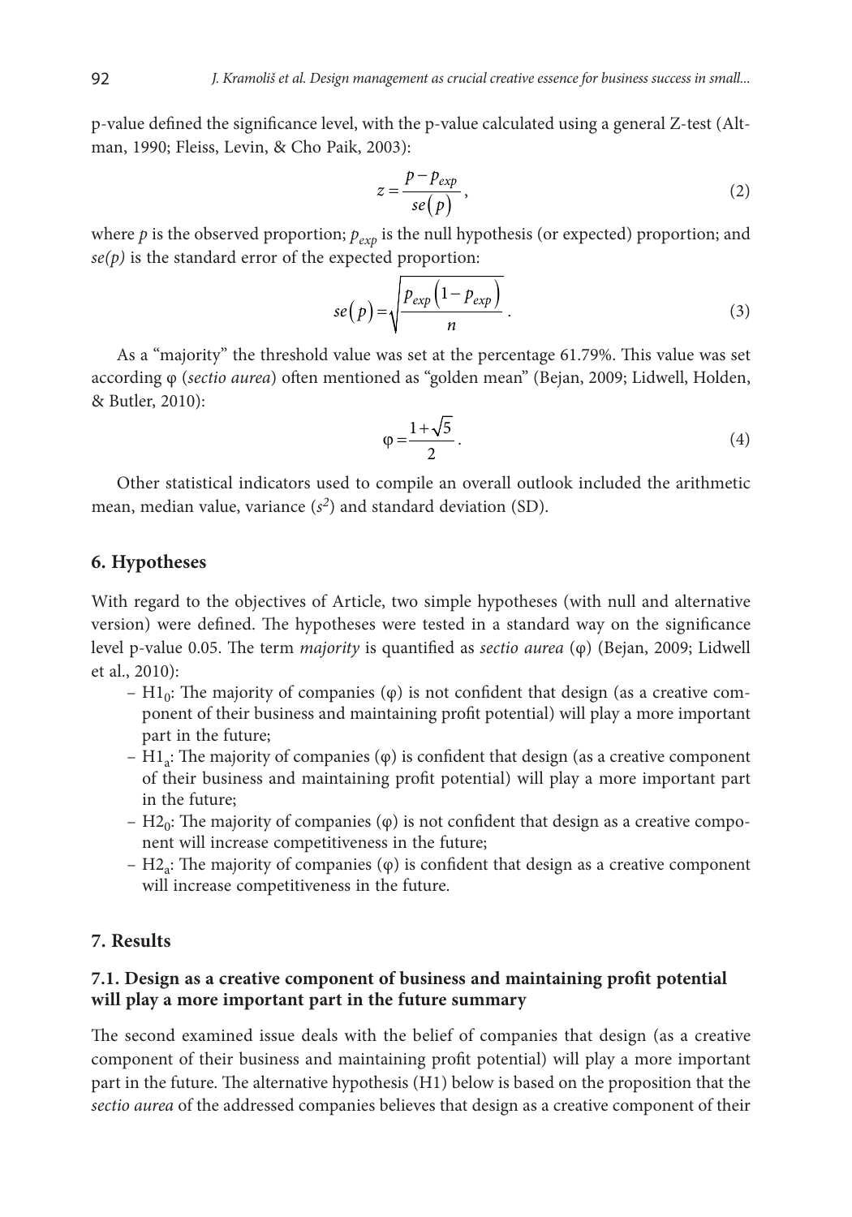p-value defined the significance level, with the p-value calculated using a general Z-test (Altman, 1990; Fleiss, Levin, & Cho Paik, 2003):

$$z = \frac{p - p_{exp}}{se(p)}, \tag{2}$$

where $p$ is the observed proportion; $p_{exp}$ is the null hypothesis (or expected) proportion; and $se(p)$ is the standard error of the expected proportion:

$$se(p) = \sqrt{\frac{p_{exp}\left(1 - p_{exp}\right)}{n}}. \tag{3}$$

As a "majority" the threshold value was set at the percentage 61.79%. This value was set according φ (*sectio aurea*) often mentioned as "golden mean" (Bejan, 2009; Lidwell, Holden, & Butler, 2010):

$$\varphi = \frac{1+\sqrt{5}}{2}. \tag{4}$$

Other statistical indicators used to compile an overall outlook included the arithmetic mean, median value, variance ($s^2$) and standard deviation (SD).

## 6. Hypotheses

With regard to the objectives of Article, two simple hypotheses (with null and alternative version) were defined. The hypotheses were tested in a standard way on the significance level p-value 0.05. The term *majority* is quantified as *sectio aurea* (φ) (Bejan, 2009; Lidwell et al., 2010):

- $H1_0$: The majority of companies (φ) is not confident that design (as a creative component of their business and maintaining profit potential) will play a more important part in the future;
- $H1_a$: The majority of companies (φ) is confident that design (as a creative component of their business and maintaining profit potential) will play a more important part in the future;
- $H2_0$: The majority of companies (φ) is not confident that design as a creative component will increase competitiveness in the future;
- $H2_a$: The majority of companies (φ) is confident that design as a creative component will increase competitiveness in the future.

## 7. Results

### 7.1. Design as a creative component of business and maintaining profit potential will play a more important part in the future summary

The second examined issue deals with the belief of companies that design (as a creative component of their business and maintaining profit potential) will play a more important part in the future. The alternative hypothesis (H1) below is based on the proposition that the *sectio aurea* of the addressed companies believes that design as a creative component of their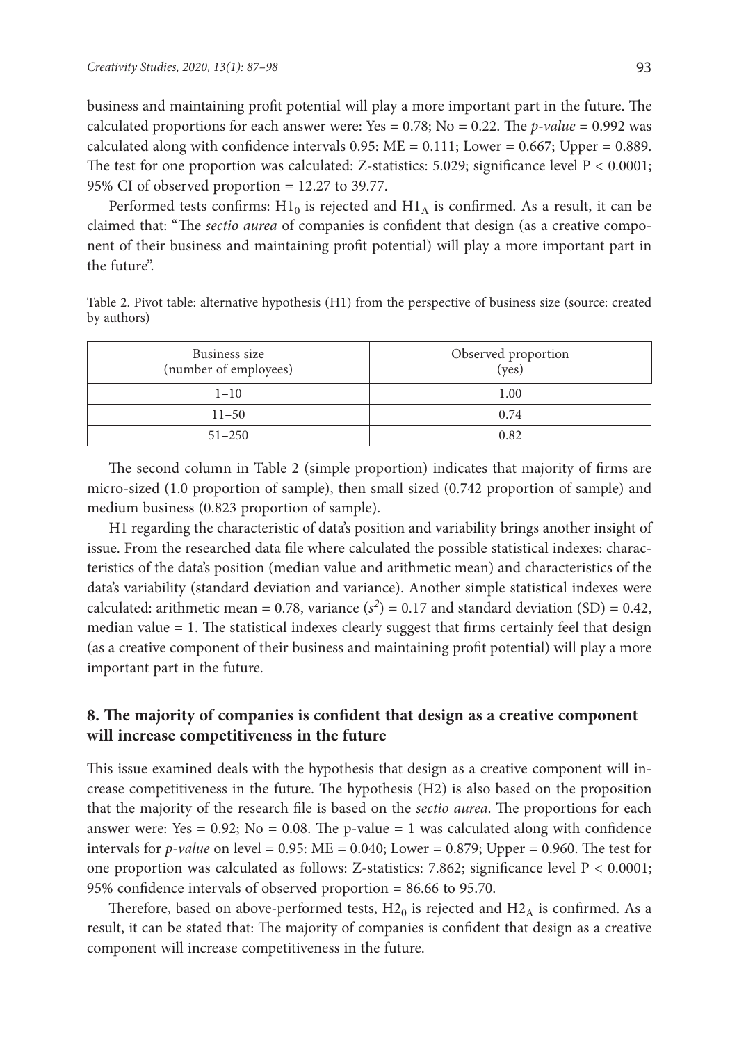business and maintaining profit potential will play a more important part in the future. The calculated proportions for each answer were: Yes = 0.78; No = 0.22. The *p-value* = 0.992 was calculated along with confidence intervals 0.95: ME = 0.111; Lower = 0.667; Upper = 0.889. The test for one proportion was calculated: Z-statistics: 5.029; significance level $P < 0.0001$; 95% CI of observed proportion = 12.27 to 39.77.

Performed tests confirms: $H1_0$ is rejected and $H1_A$ is confirmed. As a result, it can be claimed that: "The *sectio aurea* of companies is confident that design (as a creative component of their business and maintaining profit potential) will play a more important part in the future".

Table 2. Pivot table: alternative hypothesis (H1) from the perspective of business size (source: created by authors)

| Business size (number of employees) | Observed proportion (yes) |
|---|---|
| 1–10 | 1.00 |
| 11–50 | 0.74 |
| 51–250 | 0.82 |

The second column in Table 2 (simple proportion) indicates that majority of firms are micro-sized (1.0 proportion of sample), then small sized (0.742 proportion of sample) and medium business (0.823 proportion of sample).

H1 regarding the characteristic of data's position and variability brings another insight of issue. From the researched data file where calculated the possible statistical indexes: characteristics of the data's position (median value and arithmetic mean) and characteristics of the data's variability (standard deviation and variance). Another simple statistical indexes were calculated: arithmetic mean = 0.78, variance ($s^2$) = 0.17 and standard deviation (SD) = 0.42, median value = 1. The statistical indexes clearly suggest that firms certainly feel that design (as a creative component of their business and maintaining profit potential) will play a more important part in the future.

## 8. The majority of companies is confident that design as a creative component will increase competitiveness in the future

This issue examined deals with the hypothesis that design as a creative component will increase competitiveness in the future. The hypothesis (H2) is also based on the proposition that the majority of the research file is based on the *sectio aurea*. The proportions for each answer were: Yes = 0.92; No = 0.08. The p-value = 1 was calculated along with confidence intervals for *p-value* on level = 0.95: ME = 0.040; Lower = 0.879; Upper = 0.960. The test for one proportion was calculated as follows: Z-statistics: 7.862; significance level $P < 0.0001$; 95% confidence intervals of observed proportion = 86.66 to 95.70.

Therefore, based on above-performed tests, $H2_0$ is rejected and $H2_A$ is confirmed. As a result, it can be stated that: The majority of companies is confident that design as a creative component will increase competitiveness in the future.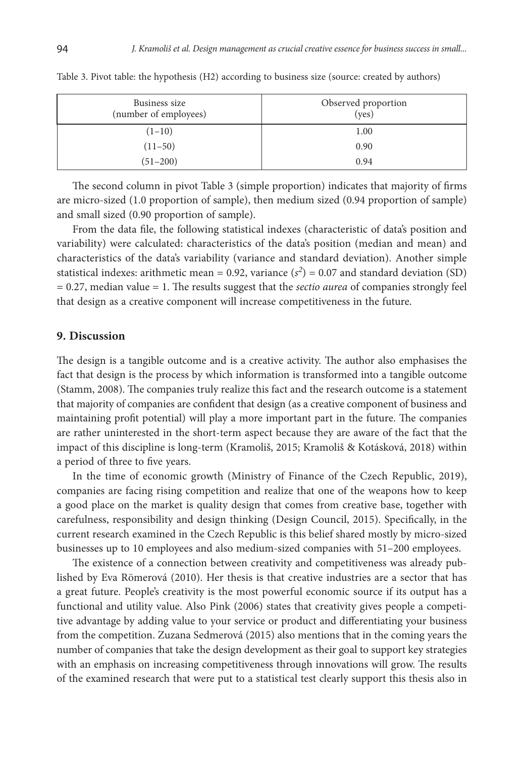Table 3. Pivot table: the hypothesis (H2) according to business size (source: created by authors)

| Business size (number of employees) | Observed proportion (yes) |
|---|---|
| (1–10) | 1.00 |
| (11–50) | 0.90 |
| (51–200) | 0.94 |

The second column in pivot Table 3 (simple proportion) indicates that majority of firms are micro-sized (1.0 proportion of sample), then medium sized (0.94 proportion of sample) and small sized (0.90 proportion of sample).

From the data file, the following statistical indexes (characteristic of data's position and variability) were calculated: characteristics of the data's position (median and mean) and characteristics of the data's variability (variance and standard deviation). Another simple statistical indexes: arithmetic mean = 0.92, variance ($s^2$) = 0.07 and standard deviation (SD) = 0.27, median value = 1. The results suggest that the *sectio aurea* of companies strongly feel that design as a creative component will increase competitiveness in the future.

## 9. Discussion

The design is a tangible outcome and is a creative activity. The author also emphasises the fact that design is the process by which information is transformed into a tangible outcome (Stamm, 2008). The companies truly realize this fact and the research outcome is a statement that majority of companies are confident that design (as a creative component of business and maintaining profit potential) will play a more important part in the future. The companies are rather uninterested in the short-term aspect because they are aware of the fact that the impact of this discipline is long-term (Kramoliš, 2015; Kramoliš & Kotásková, 2018) within a period of three to five years.

In the time of economic growth (Ministry of Finance of the Czech Republic, 2019), companies are facing rising competition and realize that one of the weapons how to keep a good place on the market is quality design that comes from creative base, together with carefulness, responsibility and design thinking (Design Council, 2015). Specifically, in the current research examined in the Czech Republic is this belief shared mostly by micro-sized businesses up to 10 employees and also medium-sized companies with 51–200 employees.

The existence of a connection between creativity and competitiveness was already published by Eva Römerová (2010). Her thesis is that creative industries are a sector that has a great future. People's creativity is the most powerful economic source if its output has a functional and utility value. Also Pink (2006) states that creativity gives people a competitive advantage by adding value to your service or product and differentiating your business from the competition. Zuzana Sedmerová (2015) also mentions that in the coming years the number of companies that take the design development as their goal to support key strategies with an emphasis on increasing competitiveness through innovations will grow. The results of the examined research that were put to a statistical test clearly support this thesis also in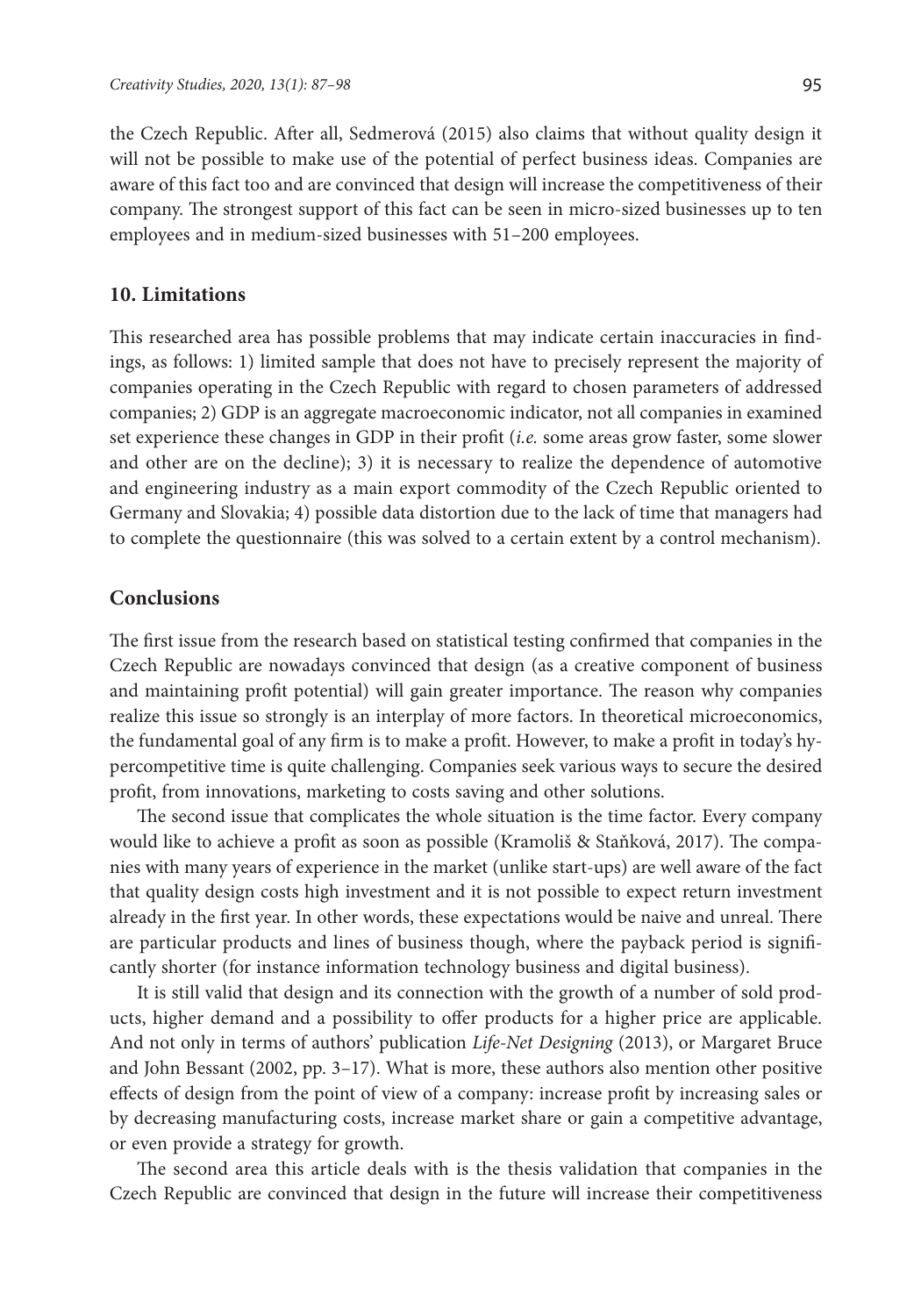the Czech Republic. After all, Sedmerová (2015) also claims that without quality design it will not be possible to make use of the potential of perfect business ideas. Companies are aware of this fact too and are convinced that design will increase the competitiveness of their company. The strongest support of this fact can be seen in micro-sized businesses up to ten employees and in medium-sized businesses with 51–200 employees.

## 10. Limitations

This researched area has possible problems that may indicate certain inaccuracies in findings, as follows: 1) limited sample that does not have to precisely represent the majority of companies operating in the Czech Republic with regard to chosen parameters of addressed companies; 2) GDP is an aggregate macroeconomic indicator, not all companies in examined set experience these changes in GDP in their profit (*i.e.* some areas grow faster, some slower and other are on the decline); 3) it is necessary to realize the dependence of automotive and engineering industry as a main export commodity of the Czech Republic oriented to Germany and Slovakia; 4) possible data distortion due to the lack of time that managers had to complete the questionnaire (this was solved to a certain extent by a control mechanism).

## Conclusions

The first issue from the research based on statistical testing confirmed that companies in the Czech Republic are nowadays convinced that design (as a creative component of business and maintaining profit potential) will gain greater importance. The reason why companies realize this issue so strongly is an interplay of more factors. In theoretical microeconomics, the fundamental goal of any firm is to make a profit. However, to make a profit in today's hypercompetitive time is quite challenging. Companies seek various ways to secure the desired profit, from innovations, marketing to costs saving and other solutions.

The second issue that complicates the whole situation is the time factor. Every company would like to achieve a profit as soon as possible (Kramoliš & Staňková, 2017). The companies with many years of experience in the market (unlike start-ups) are well aware of the fact that quality design costs high investment and it is not possible to expect return investment already in the first year. In other words, these expectations would be naive and unreal. There are particular products and lines of business though, where the payback period is significantly shorter (for instance information technology business and digital business).

It is still valid that design and its connection with the growth of a number of sold products, higher demand and a possibility to offer products for a higher price are applicable. And not only in terms of authors' publication *Life-Net Designing* (2013), or Margaret Bruce and John Bessant (2002, pp. 3–17). What is more, these authors also mention other positive effects of design from the point of view of a company: increase profit by increasing sales or by decreasing manufacturing costs, increase market share or gain a competitive advantage, or even provide a strategy for growth.

The second area this article deals with is the thesis validation that companies in the Czech Republic are convinced that design in the future will increase their competitiveness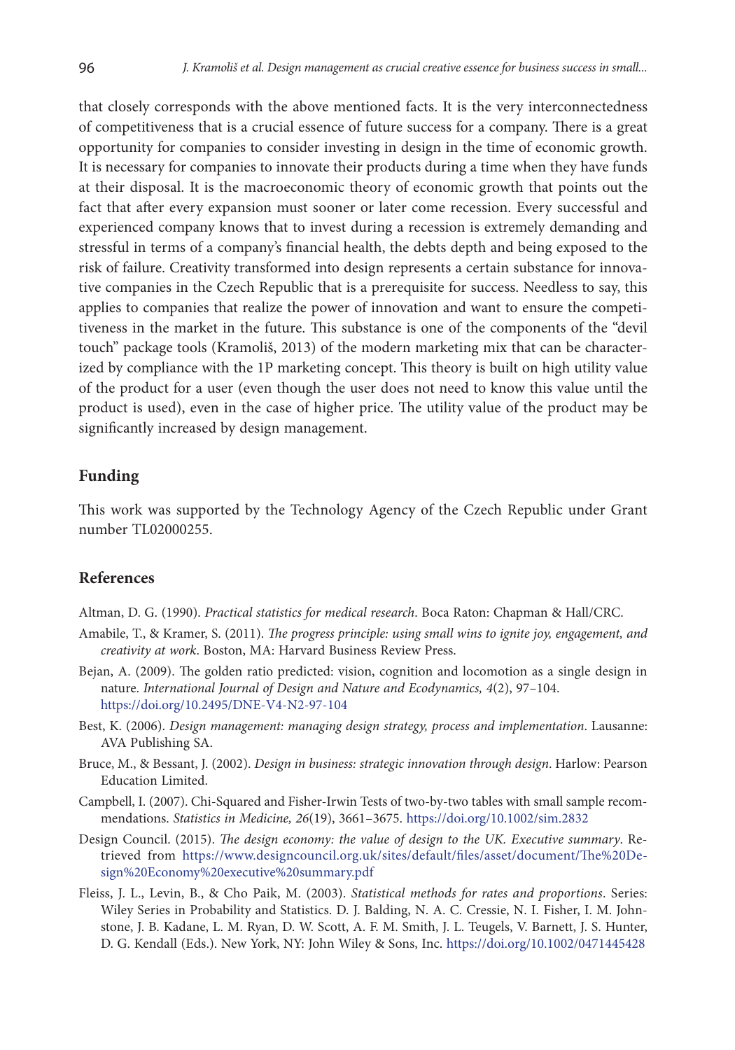that closely corresponds with the above mentioned facts. It is the very interconnectedness of competitiveness that is a crucial essence of future success for a company. There is a great opportunity for companies to consider investing in design in the time of economic growth. It is necessary for companies to innovate their products during a time when they have funds at their disposal. It is the macroeconomic theory of economic growth that points out the fact that after every expansion must sooner or later come recession. Every successful and experienced company knows that to invest during a recession is extremely demanding and stressful in terms of a company's financial health, the debts depth and being exposed to the risk of failure. Creativity transformed into design represents a certain substance for innovative companies in the Czech Republic that is a prerequisite for success. Needless to say, this applies to companies that realize the power of innovation and want to ensure the competitiveness in the market in the future. This substance is one of the components of the "devil touch" package tools (Kramoliš, 2013) of the modern marketing mix that can be characterized by compliance with the 1P marketing concept. This theory is built on high utility value of the product for a user (even though the user does not need to know this value until the product is used), even in the case of higher price. The utility value of the product may be significantly increased by design management.

## Funding

This work was supported by the Technology Agency of the Czech Republic under Grant number TL02000255.

## References

Altman, D. G. (1990). *Practical statistics for medical research*. Boca Raton: Chapman & Hall/CRC.

Amabile, T., & Kramer, S. (2011). *The progress principle: using small wins to ignite joy, engagement, and creativity at work*. Boston, MA: Harvard Business Review Press.

Bejan, A. (2009). The golden ratio predicted: vision, cognition and locomotion as a single design in nature. *International Journal of Design and Nature and Ecodynamics, 4*(2), 97–104. https://doi.org/10.2495/DNE-V4-N2-97-104

Best, K. (2006). *Design management: managing design strategy, process and implementation*. Lausanne: AVA Publishing SA.

Bruce, M., & Bessant, J. (2002). *Design in business: strategic innovation through design*. Harlow: Pearson Education Limited.

Campbell, I. (2007). Chi-Squared and Fisher-Irwin Tests of two-by-two tables with small sample recommendations. *Statistics in Medicine, 26*(19), 3661–3675. https://doi.org/10.1002/sim.2832

Design Council. (2015). *The design economy: the value of design to the UK. Executive summary*. Retrieved from https://www.designcouncil.org.uk/sites/default/files/asset/document/The%20Design%20Economy%20executive%20summary.pdf

Fleiss, J. L., Levin, B., & Cho Paik, M. (2003). *Statistical methods for rates and proportions*. Series: Wiley Series in Probability and Statistics. D. J. Balding, N. A. C. Cressie, N. I. Fisher, I. M. Johnstone, J. B. Kadane, L. M. Ryan, D. W. Scott, A. F. M. Smith, J. L. Teugels, V. Barnett, J. S. Hunter, D. G. Kendall (Eds.). New York, NY: John Wiley & Sons, Inc. https://doi.org/10.1002/0471445428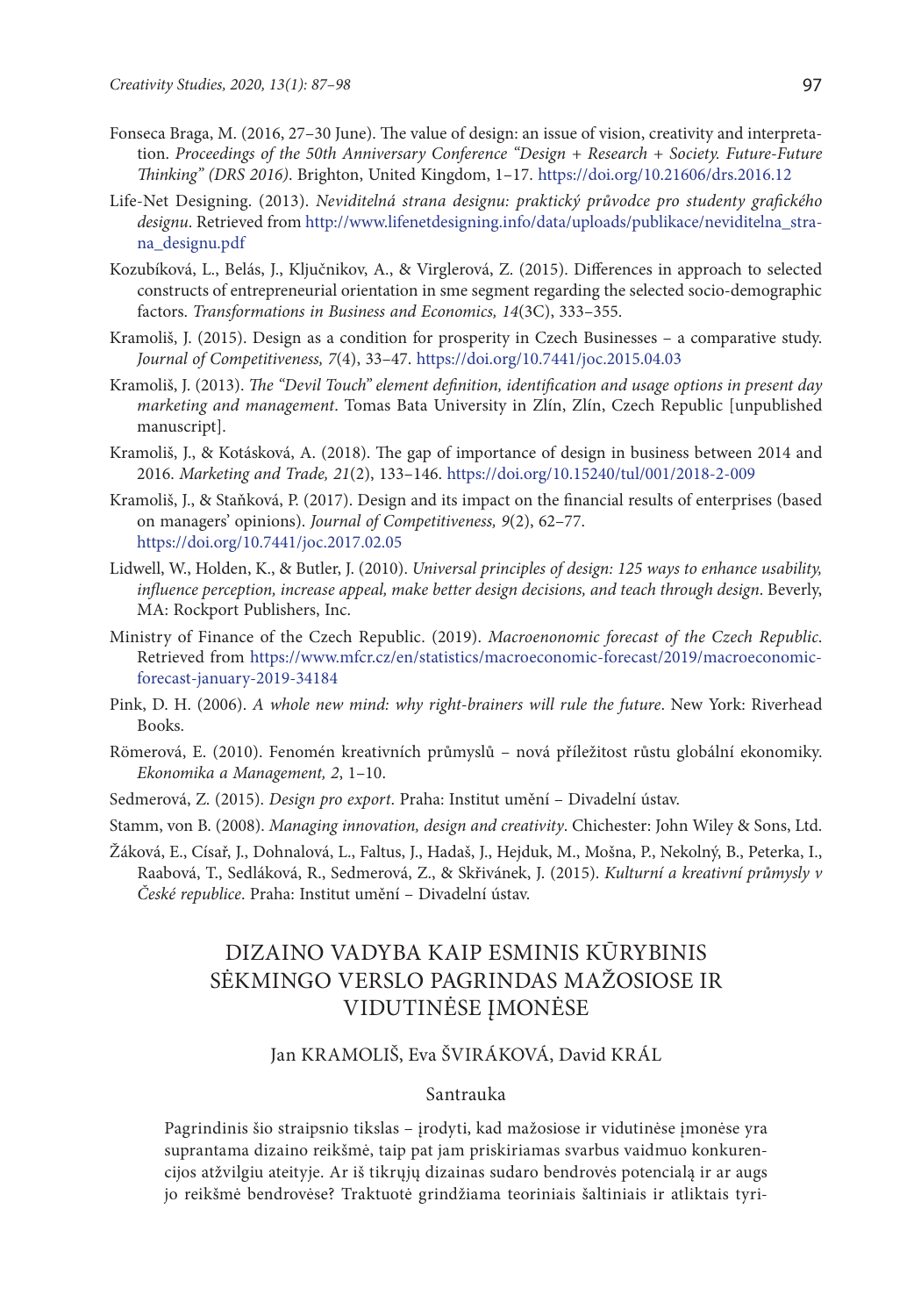Fonseca Braga, M. (2016, 27–30 June). The value of design: an issue of vision, creativity and interpretation. *Proceedings of the 50th Anniversary Conference "Design + Research + Society. Future-Future Thinking" (DRS 2016)*. Brighton, United Kingdom, 1–17. https://doi.org/10.21606/drs.2016.12

Life-Net Designing. (2013). *Neviditelná strana designu: praktický průvodce pro studenty grafického designu*. Retrieved from http://www.lifenetdesigning.info/data/uploads/publikace/neviditelna_strana_designu.pdf

Kozubíková, L., Belás, J., Ključnikov, A., & Virglerová, Z. (2015). Differences in approach to selected constructs of entrepreneurial orientation in sme segment regarding the selected socio-demographic factors. *Transformations in Business and Economics, 14*(3C), 333–355.

Kramoliš, J. (2015). Design as a condition for prosperity in Czech Businesses – a comparative study. *Journal of Competitiveness, 7*(4), 33–47. https://doi.org/10.7441/joc.2015.04.03

Kramoliš, J. (2013). *The "Devil Touch" element definition, identification and usage options in present day marketing and management*. Tomas Bata University in Zlín, Zlín, Czech Republic [unpublished manuscript].

Kramoliš, J., & Kotásková, A. (2018). The gap of importance of design in business between 2014 and 2016. *Marketing and Trade, 21*(2), 133–146. https://doi.org/10.15240/tul/001/2018-2-009

Kramoliš, J., & Staňková, P. (2017). Design and its impact on the financial results of enterprises (based on managers' opinions). *Journal of Competitiveness, 9*(2), 62–77. https://doi.org/10.7441/joc.2017.02.05

Lidwell, W., Holden, K., & Butler, J. (2010). *Universal principles of design: 125 ways to enhance usability, influence perception, increase appeal, make better design decisions, and teach through design*. Beverly, MA: Rockport Publishers, Inc.

Ministry of Finance of the Czech Republic. (2019). *Macroenonomic forecast of the Czech Republic*. Retrieved from https://www.mfcr.cz/en/statistics/macroeconomic-forecast/2019/macroeconomic-forecast-january-2019-34184

Pink, D. H. (2006). *A whole new mind: why right-brainers will rule the future*. New York: Riverhead Books.

Römerová, E. (2010). Fenomén kreativních průmyslů – nová příležitost růstu globální ekonomiky. *Ekonomika a Management, 2*, 1–10.

Sedmerová, Z. (2015). *Design pro export*. Praha: Institut umění – Divadelní ústav.

Stamm, von B. (2008). *Managing innovation, design and creativity*. Chichester: John Wiley & Sons, Ltd.

Žáková, E., Císař, J., Dohnalová, L., Faltus, J., Hadaš, J., Hejduk, M., Mošna, P., Nekolný, B., Peterka, I., Raabová, T., Sedláková, R., Sedmerová, Z., & Skřivánek, J. (2015). *Kulturní a kreativní průmysly v České republice*. Praha: Institut umění – Divadelní ústav.

# DIZAINO VADYBA KAIP ESMINIS KŪRYBINIS SĖKMINGO VERSLO PAGRINDAS MAŽOSIOSE IR VIDUTINĖSE ĮMONĖSE

Jan KRAMOLIŠ, Eva ŠVIRÁKOVÁ, David KRÁL

## Santrauka

Pagrindinis šio straipsnio tikslas – įrodyti, kad mažosiose ir vidutinėse įmonėse yra suprantama dizaino reikšmė, taip pat jam priskiriamas svarbus vaidmuo konkurencijos atžvilgiu ateityje. Ar iš tikrųjų dizainas sudaro bendrovės potencialą ir ar augs jo reikšmė bendrovėse? Traktuotė grindžiama teoriniais šaltiniais ir atliktais tyri-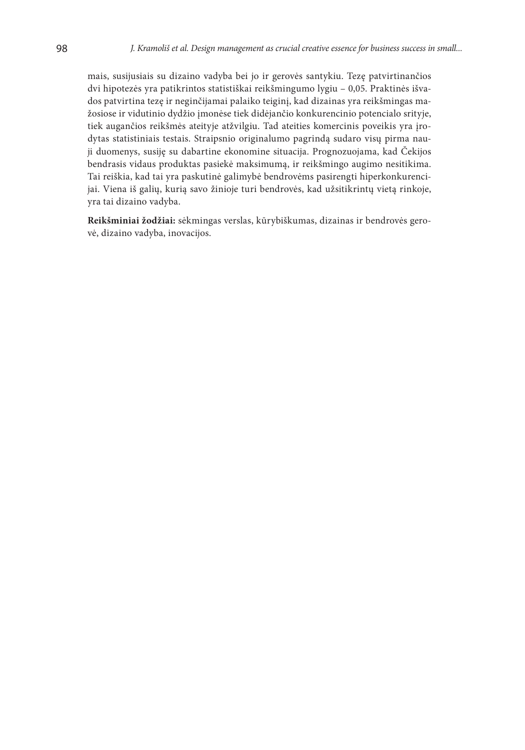mais, susijusiais su dizaino vadyba bei jo ir gerovės santykiu. Tezę patvirtinančios dvi hipotezės yra patikrintos statistiškai reikšmingumo lygiu – 0,05. Praktinės išvados patvirtina tezę ir negінčijamai palaiko teiginį, kad dizainas yra reikšmingas mažosiose ir vidutinio dydžio įmonėse tiek didėjančio konkurencinio potencialo srityje, tiek augančios reikšmės ateityje atžvilgiu. Tad ateities komercinis poveikis yra įrodytas statistiniais testais. Straipsnio originalumo pagrindą sudaro visų pirma nauji duomenys, susiję su dabartine ekonomine situacija. Prognozuojama, kad Čekijos bendrasis vidaus produktas pasiekė maksimumą, ir reikšmingo augimo nesitikima. Tai reiškia, kad tai yra paskutinė galimybė bendrovėms pasirengti hiperkonkurencijai. Viena iš galių, kurią savo žinioje turi bendrovės, kad užsitikrintų vietą rinkoje, yra tai dizaino vadyba.

**Reikšminiai žodžiai:** sėkmingas verslas, kūrybiškumas, dizainas ir bendrovės gerovė, dizaino vadyba, inovacijos.